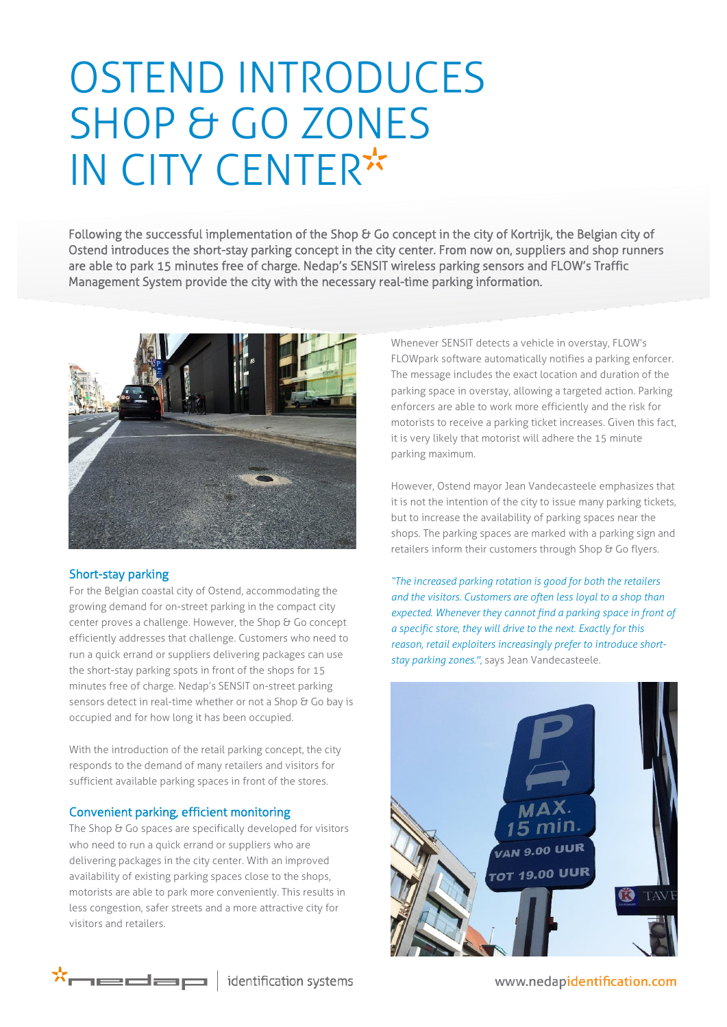# OSTEND INTRODUCES SHOP & GO ZONES IN CITY CENTER

Following the successful implementation of the Shop & Go concept in the city of Kortrijk, the Belgian city of Ostend introduces the short-stay parking concept in the city center. From now on, suppliers and shop runners are able to park 15 minutes free of charge. Nedap's SENSIT wireless parking sensors and FLOW's Traffic Management System provide the city with the necessary real-time parking information.

## Short-stay parking

For the Belgian coastal city of Ostend, accommodating the growing demand for on-street parking in the compact city center proves a challenge. However, the Shop & Go concept efficiently addresses that challenge. Customers who need to run a quick errand or suppliers delivering packages can use the short-stay parking spots in front of the shops for 15 minutes free of charge. Nedap's SENSIT on-street parking sensors detect in real-time whether or not a Shop & Go bay is occupied and for how long it has been occupied.

With the introduction of the retail parking concept, the city responds to the demand of many retailers and visitors for sufficient available parking spaces in front of the stores.

## Convenient parking, efficient monitoring

The Shop & Go spaces are specifically developed for visitors who need to run a quick errand or suppliers who are delivering packages in the city center. With an improved availability of existing parking spaces close to the shops, motorists are able to park more conveniently. This results in less congestion, safer streets and a more attractive city for visitors and retailers.

Whenever SENSIT detects a vehicle in overstay, FLOW's FLOWpark software automatically notifies a parking enforcer. The message includes the exact location and duration of the parking space in overstay, allowing a targeted action. Parking enforcers are able to work more efficiently and the risk for motorists to receive a parking ticket increases. Given this fact, it is very likely that motorist will adhere the 15 minute parking maximum.

However, Ostend mayor Jean Vandecasteele emphasizes that it is not the intention of the city to issue many parking tickets, but to increase the availability of parking spaces near the shops. The parking spaces are marked with a parking sign and retailers inform their customers through Shop & Go flyers.

*"The increased parking rotation is good for both the retailers and the visitors. Customers are often less loyal to a shop than expected. Whenever they cannot find a parking space in front of a specific store, they will drive to the next. Exactly for this reason, retail exploiters increasingly prefer to introduce short-stay parking zones."*, says Jean Vandecasteele.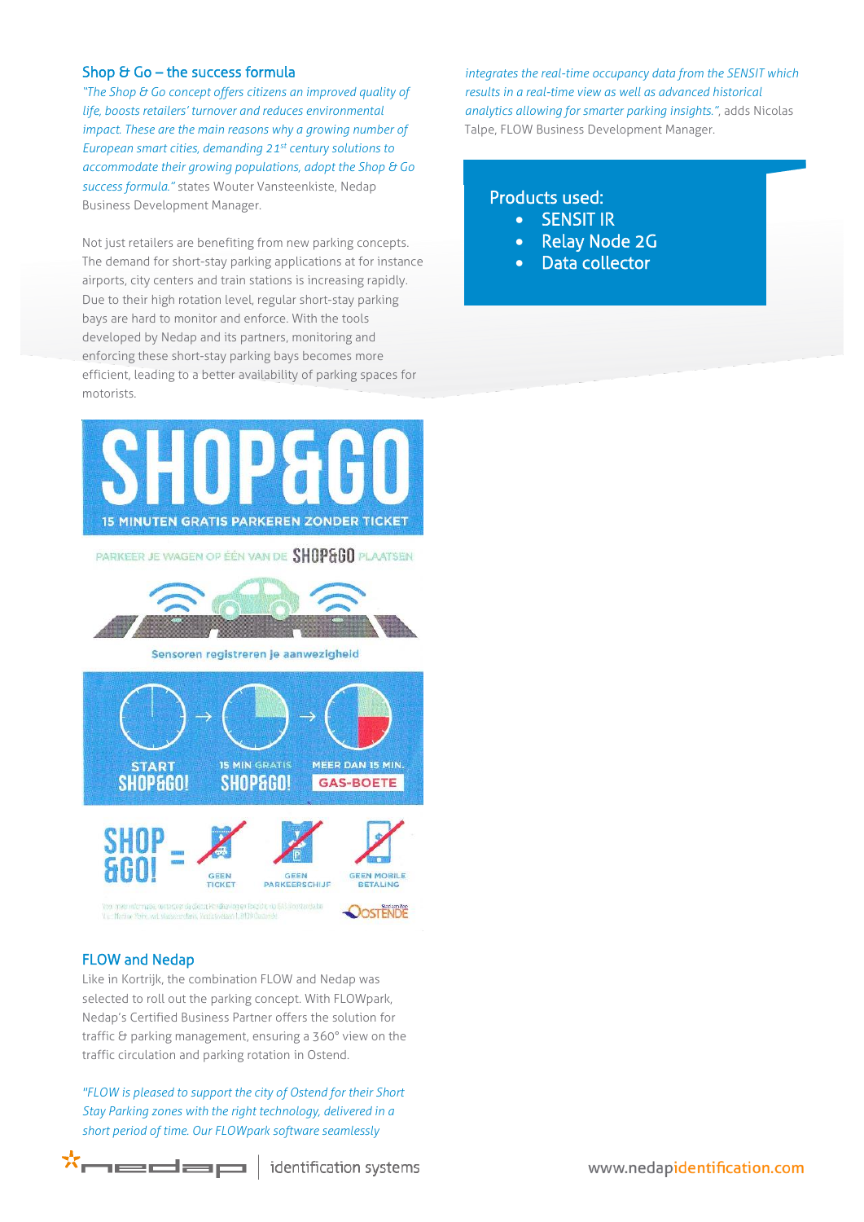## Shop & Go – the success formula

*"The Shop & Go concept offers citizens an improved quality of life, boosts retailers' turnover and reduces environmental impact. These are the main reasons why a growing number of European smart cities, demanding 21st century solutions to accommodate their growing populations, adopt the Shop & Go success formula."* states Wouter Vansteenkiste, Nedap Business Development Manager.

Not just retailers are benefiting from new parking concepts. The demand for short-stay parking applications at for instance airports, city centers and train stations is increasing rapidly. Due to their high rotation level, regular short-stay parking bays are hard to monitor and enforce. With the tools developed by Nedap and its partners, monitoring and enforcing these short-stay parking bays becomes more efficient, leading to a better availability of parking spaces for motorists.

SHOP&GO

15 MINUTEN GRATIS PARKEREN ZONDER TICKET

PARKEER JE WAGEN OP ÉÉN VAN DE SHOP&GO PLAATSEN

Sensoren registreren je aanwezigheid

START SHOP&GO!

15 MIN GRATIS SHOP&GO!

MEER DAN 15 MIN. GAS-BOETE

SHOP &GO! = GEEN TICKET GEEN PARKEERSCHIJF GEEN MOBILE BETALING

OOSTENDE

## FLOW and Nedap

Like in Kortrijk, the combination FLOW and Nedap was selected to roll out the parking concept. With FLOWpark, Nedap's Certified Business Partner offers the solution for traffic & parking management, ensuring a 360° view on the traffic circulation and parking rotation in Ostend.

*"FLOW is pleased to support the city of Ostend for their Short Stay Parking zones with the right technology, delivered in a short period of time. Our FLOWpark software seamlessly integrates the real-time occupancy data from the SENSIT which results in a real-time view as well as advanced historical analytics allowing for smarter parking insights."*, adds Nicolas Talpe, FLOW Business Development Manager.

### Products used:

- SENSIT IR
- Relay Node 2G
- Data collector